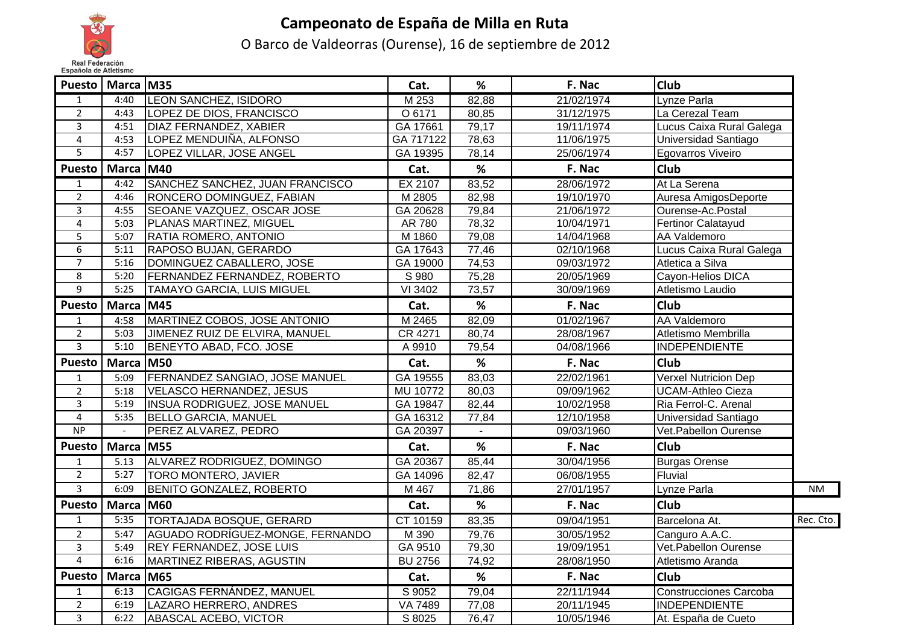Real Federación Española de Atletismo

# Campeonato de España de Milla en Ruta

O Barco de Valdeorras (Ourense), 16 de septiembre de 2012

| Puesto | Marca | M35 | Cat. | % | F. Nac | Club | |
|---|---|---|---|---|---|---|---|
| 1 | 4:40 | LEON SANCHEZ, ISIDORO | M 253 | 82,88 | 21/02/1974 | Lynze Parla | |
| 2 | 4:43 | LOPEZ DE DIOS, FRANCISCO | O 6171 | 80,85 | 31/12/1975 | La Cerezal Team | |
| 3 | 4:51 | DIAZ FERNANDEZ, XABIER | GA 17661 | 79,17 | 19/11/1974 | Lucus Caixa Rural Galega | |
| 4 | 4:53 | LOPEZ MENDUIÑA, ALFONSO | GA 717122 | 78,63 | 11/06/1975 | Universidad Santiago | |
| 5 | 4:57 | LOPEZ VILLAR, JOSE ANGEL | GA 19395 | 78,14 | 25/06/1974 | Egovarros Viveiro | |
| **Puesto** | **Marca** | **M40** | **Cat.** | **%** | **F. Nac** | **Club** | |
| 1 | 4:42 | SANCHEZ SANCHEZ, JUAN FRANCISCO | EX 2107 | 83,52 | 28/06/1972 | At La Serena | |
| 2 | 4:46 | RONCERO DOMINGUEZ, FABIAN | M 2805 | 82,98 | 19/10/1970 | Auresa AmigosDeporte | |
| 3 | 4:55 | SEOANE VAZQUEZ, OSCAR JOSE | GA 20628 | 79,84 | 21/06/1972 | Ourense-Ac.Postal | |
| 4 | 5:03 | PLANAS MARTINEZ, MIGUEL | AR 780 | 78,32 | 10/04/1971 | Fertinor Calatayud | |
| 5 | 5:07 | RATIA ROMERO, ANTONIO | M 1860 | 79,08 | 14/04/1968 | AA Valdemoro | |
| 6 | 5:11 | RAPOSO BUJAN, GERARDO | GA 17643 | 77,46 | 02/10/1968 | Lucus Caixa Rural Galega | |
| 7 | 5:16 | DOMINGUEZ CABALLERO, JOSE | GA 19000 | 74,53 | 09/03/1972 | Atletica a Silva | |
| 8 | 5:20 | FERNANDEZ FERNANDEZ, ROBERTO | S 980 | 75,28 | 20/05/1969 | Cayon-Helios DICA | |
| 9 | 5:25 | TAMAYO GARCIA, LUIS MIGUEL | VI 3402 | 73,57 | 30/09/1969 | Atletismo Laudio | |
| **Puesto** | **Marca** | **M45** | **Cat.** | **%** | **F. Nac** | **Club** | |
| 1 | 4:58 | MARTINEZ COBOS, JOSE ANTONIO | M 2465 | 82,09 | 01/02/1967 | AA Valdemoro | |
| 2 | 5:03 | JIMENEZ RUIZ DE ELVIRA, MANUEL | CR 4271 | 80,74 | 28/08/1967 | Atletismo Membrilla | |
| 3 | 5:10 | BENEYTO ABAD, FCO. JOSE | A 9910 | 79,54 | 04/08/1966 | INDEPENDIENTE | |
| **Puesto** | **Marca** | **M50** | **Cat.** | **%** | **F. Nac** | **Club** | |
| 1 | 5:09 | FERNANDEZ SANGIAO, JOSE MANUEL | GA 19555 | 83,03 | 22/02/1961 | Verxel Nutricion Dep | |
| 2 | 5:18 | VELASCO HERNANDEZ, JESUS | MU 10772 | 80,03 | 09/09/1962 | UCAM-Athleo Cieza | |
| 3 | 5:19 | INSUA RODRIGUEZ, JOSE MANUEL | GA 19847 | 82,44 | 10/02/1958 | Ria Ferrol-C. Arenal | |
| 4 | 5:35 | BELLO GARCIA, MANUEL | GA 16312 | 77,84 | 12/10/1958 | Universidad Santiago | |
| NP | - | PEREZ ALVAREZ, PEDRO | GA 20397 | - | 09/03/1960 | Vet.Pabellon Ourense | |
| **Puesto** | **Marca** | **M55** | **Cat.** | **%** | **F. Nac** | **Club** | |
| 1 | 5.13 | ALVAREZ RODRIGUEZ, DOMINGO | GA 20367 | 85,44 | 30/04/1956 | Burgas Orense | |
| 2 | 5:27 | TORO MONTERO, JAVIER | GA 14096 | 82,47 | 06/08/1955 | Fluvial | |
| 3 | 6:09 | BENITO GONZALEZ, ROBERTO | M 467 | 71,86 | 27/01/1957 | Lynze Parla | NM |
| **Puesto** | **Marca** | **M60** | **Cat.** | **%** | **F. Nac** | **Club** | |
| 1 | 5:35 | TORTAJADA BOSQUE, GERARD | CT 10159 | 83,35 | 09/04/1951 | Barcelona At. | Rec. Cto. |
| 2 | 5:47 | AGUADO RODRÍGUEZ-MONGE, FERNANDO | M 390 | 79,76 | 30/05/1952 | Canguro A.A.C. | |
| 3 | 5:49 | REY FERNANDEZ, JOSE LUIS | GA 9510 | 79,30 | 19/09/1951 | Vet.Pabellon Ourense | |
| 4 | 6:16 | MARTINEZ RIBERAS, AGUSTIN | BU 2756 | 74,92 | 28/08/1950 | Atletismo Aranda | |
| **Puesto** | **Marca** | **M65** | **Cat.** | **%** | **F. Nac** | **Club** | |
| 1 | 6:13 | CAGIGAS FERNÁNDEZ, MANUEL | S 9052 | 79,04 | 22/11/1944 | Construcciones Carcoba | |
| 2 | 6:19 | LAZARO HERRERO, ANDRES | VA 7489 | 77,08 | 20/11/1945 | INDEPENDIENTE | |
| 3 | 6:22 | ABASCAL ACEBO, VICTOR | S 8025 | 76,47 | 10/05/1946 | At. España de Cueto | |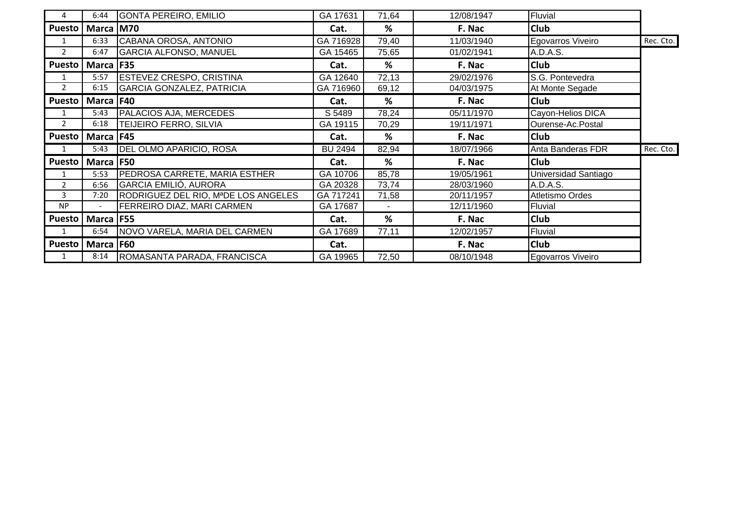| | | | | | | | |
|---|---|---|---|---|---|---|---|
| 4 | 6:44 | GONTA PEREIRO, EMILIO | GA 17631 | 71,64 | 12/08/1947 | Fluvial | |
| **Puesto** | **Marca** | **M70** | **Cat.** | **%** | **F. Nac** | **Club** | |
| 1 | 6:33 | CABANA OROSA, ANTONIO | GA 716928 | 79,40 | 11/03/1940 | Egovarros Viveiro | Rec. Cto. |
| 2 | 6:47 | GARCIA ALFONSO, MANUEL | GA 15465 | 75,65 | 01/02/1941 | A.D.A.S. | |
| **Puesto** | **Marca** | **F35** | **Cat.** | **%** | **F. Nac** | **Club** | |
| 1 | 5:57 | ESTEVEZ CRESPO, CRISTINA | GA 12640 | 72,13 | 29/02/1976 | S.G. Pontevedra | |
| 2 | 6:15 | GARCIA GONZALEZ, PATRICIA | GA 716960 | 69,12 | 04/03/1975 | At Monte Segade | |
| **Puesto** | **Marca** | **F40** | **Cat.** | **%** | **F. Nac** | **Club** | |
| 1 | 5:43 | PALACIOS AJA, MERCEDES | S 5489 | 78,24 | 05/11/1970 | Cayon-Helios DICA | |
| 2 | 6:18 | TEIJEIRO FERRO, SILVIA | GA 19115 | 70,29 | 19/11/1971 | Ourense-Ac.Postal | |
| **Puesto** | **Marca** | **F45** | **Cat.** | **%** | **F. Nac** | **Club** | |
| 1 | 5:43 | DEL OLMO APARICIO, ROSA | BU 2494 | 82,94 | 18/07/1966 | Anta Banderas FDR | Rec. Cto. |
| **Puesto** | **Marca** | **F50** | **Cat.** | **%** | **F. Nac** | **Club** | |
| 1 | 5:53 | PEDROSA CARRETE, MARIA ESTHER | GA 10706 | 85,78 | 19/05/1961 | Universidad Santiago | |
| 2 | 6:56 | GARCIA EMILIÓ, AURORA | GA 20328 | 73,74 | 28/03/1960 | A.D.A.S. | |
| 3 | 7:20 | RODRIGUEZ DEL RIO, MªDE LOS ANGELES | GA 717241 | 71,58 | 20/11/1957 | Atletismo Ordes | |
| NP | - | FERREIRO DIAZ, MARI CARMEN | GA 17687 | - | 12/11/1960 | Fluvial | |
| **Puesto** | **Marca** | **F55** | **Cat.** | **%** | **F. Nac** | **Club** | |
| 1 | 6:54 | NOVO VARELA, MARIA DEL CARMEN | GA 17689 | 77,11 | 12/02/1957 | Fluvial | |
| **Puesto** | **Marca** | **F60** | **Cat.** | | **F. Nac** | **Club** | |
| 1 | 8:14 | ROMASANTA PARADA, FRANCISCA | GA 19965 | 72,50 | 08/10/1948 | Egovarros Viveiro | |